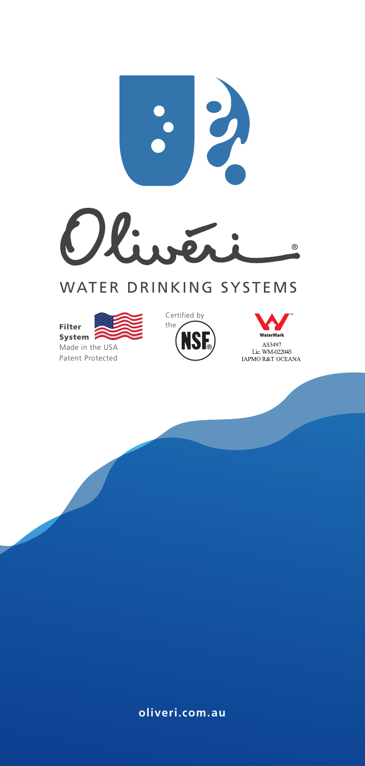# Oliveri®

## WATER DRINKING SYSTEMS

**Filter System**
Made in the USA
Patent Protected

Certified by the NSF®

WaterMark™
AS3497
Lic. WM-022045
IAPMO R&T OCEANA

**oliveri.com.au**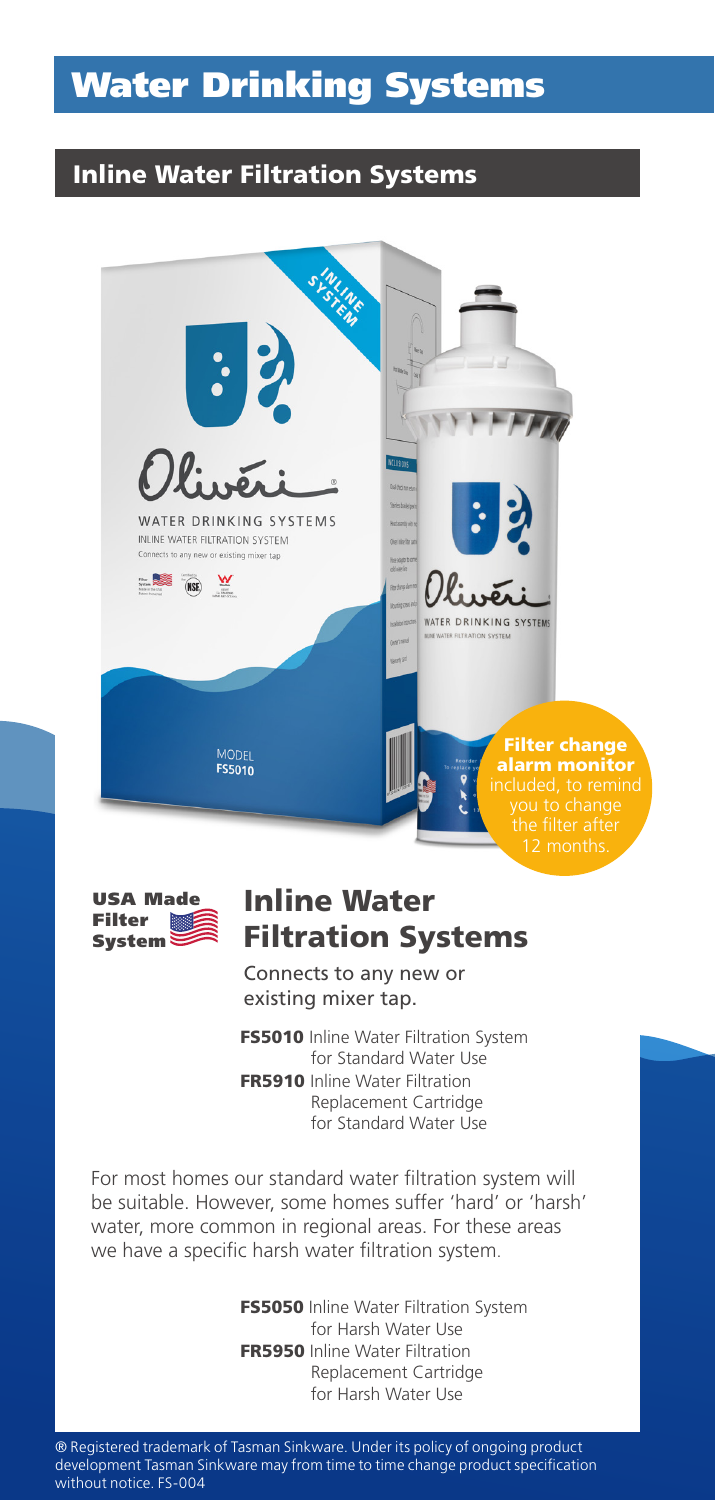# Water Drinking Systems

## Inline Water Filtration Systems

**Filter change alarm monitor** included, to remind you to change the filter after 12 months.

**USA Made Filter System**

## Inline Water Filtration Systems

Connects to any new or existing mixer tap.

**FS5010** Inline Water Filtration System for Standard Water Use
**FR5910** Inline Water Filtration Replacement Cartridge for Standard Water Use

For most homes our standard water filtration system will be suitable. However, some homes suffer 'hard' or 'harsh' water, more common in regional areas. For these areas we have a specific harsh water filtration system.

**FS5050** Inline Water Filtration System for Harsh Water Use
**FR5950** Inline Water Filtration Replacement Cartridge for Harsh Water Use

® Registered trademark of Tasman Sinkware. Under its policy of ongoing product development Tasman Sinkware may from time to time change product specification without notice. FS-004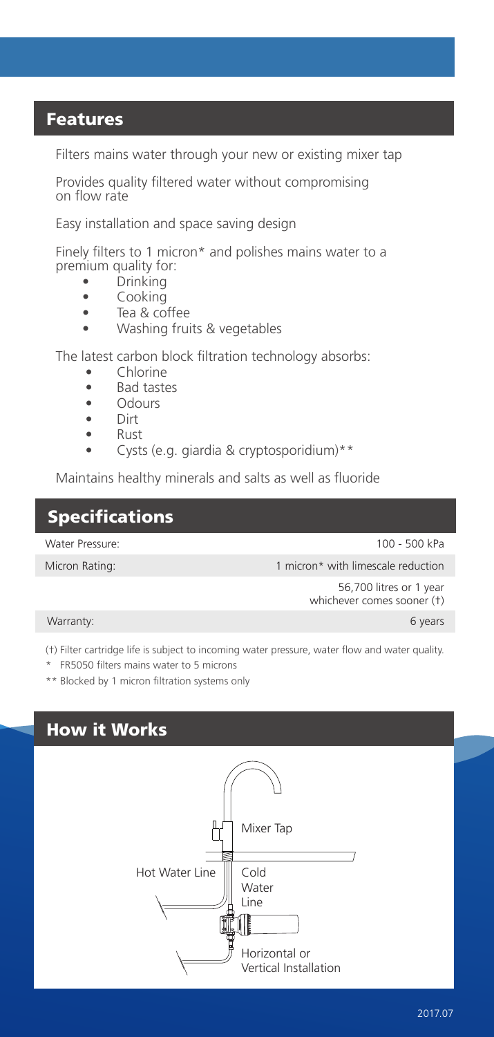## Features

Filters mains water through your new or existing mixer tap

Provides quality filtered water without compromising on flow rate

Easy installation and space saving design

Finely filters to 1 micron* and polishes mains water to a premium quality for:

- Drinking
- Cooking
- Tea & coffee
- Washing fruits & vegetables

The latest carbon block filtration technology absorbs:

- Chlorine
- Bad tastes
- Odours
- Dirt
- Rust
- Cysts (e.g. giardia & cryptosporidium)**

Maintains healthy minerals and salts as well as fluoride

## Specifications

| | |
|---|---|
| Water Pressure: | 100 - 500 kPa |
| Micron Rating: | 1 micron* with limescale reduction |
| | 56,700 litres or 1 year whichever comes sooner (†) |
| Warranty: | 6 years |

(†) Filter cartridge life is subject to incoming water pressure, water flow and water quality.

\* FR5050 filters mains water to 5 microns

** Blocked by 1 micron filtration systems only

## How it Works

Mixer Tap

Hot Water Line

Cold Water Line

Horizontal or Vertical Installation

2017.07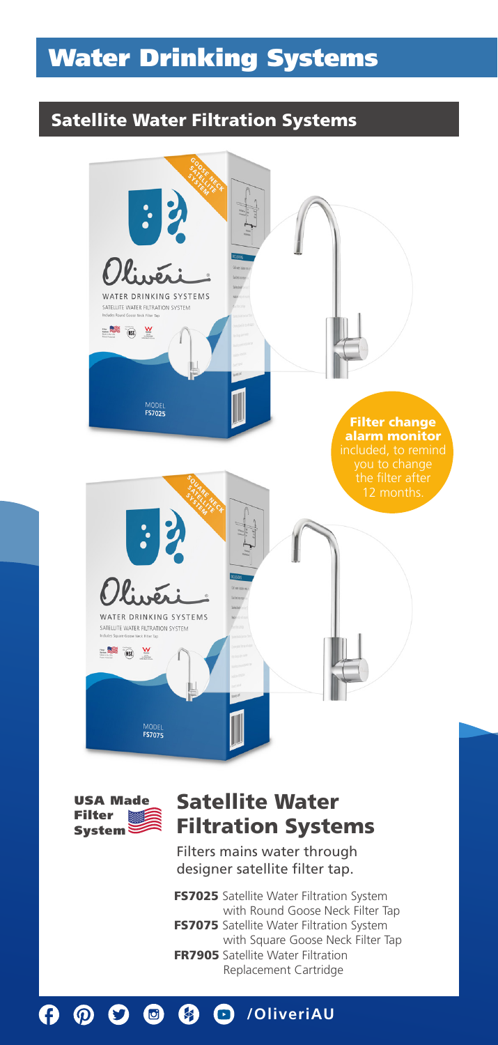# Water Drinking Systems

## Satellite Water Filtration Systems

**Filter change alarm monitor** included, to remind you to change the filter after 12 months.

**USA Made Filter System**

## Satellite Water Filtration Systems

Filters mains water through designer satellite filter tap.

**FS7025** Satellite Water Filtration System with Round Goose Neck Filter Tap
**FS7075** Satellite Water Filtration System with Square Goose Neck Filter Tap
**FR7905** Satellite Water Filtration Replacement Cartridge

/OliveriAU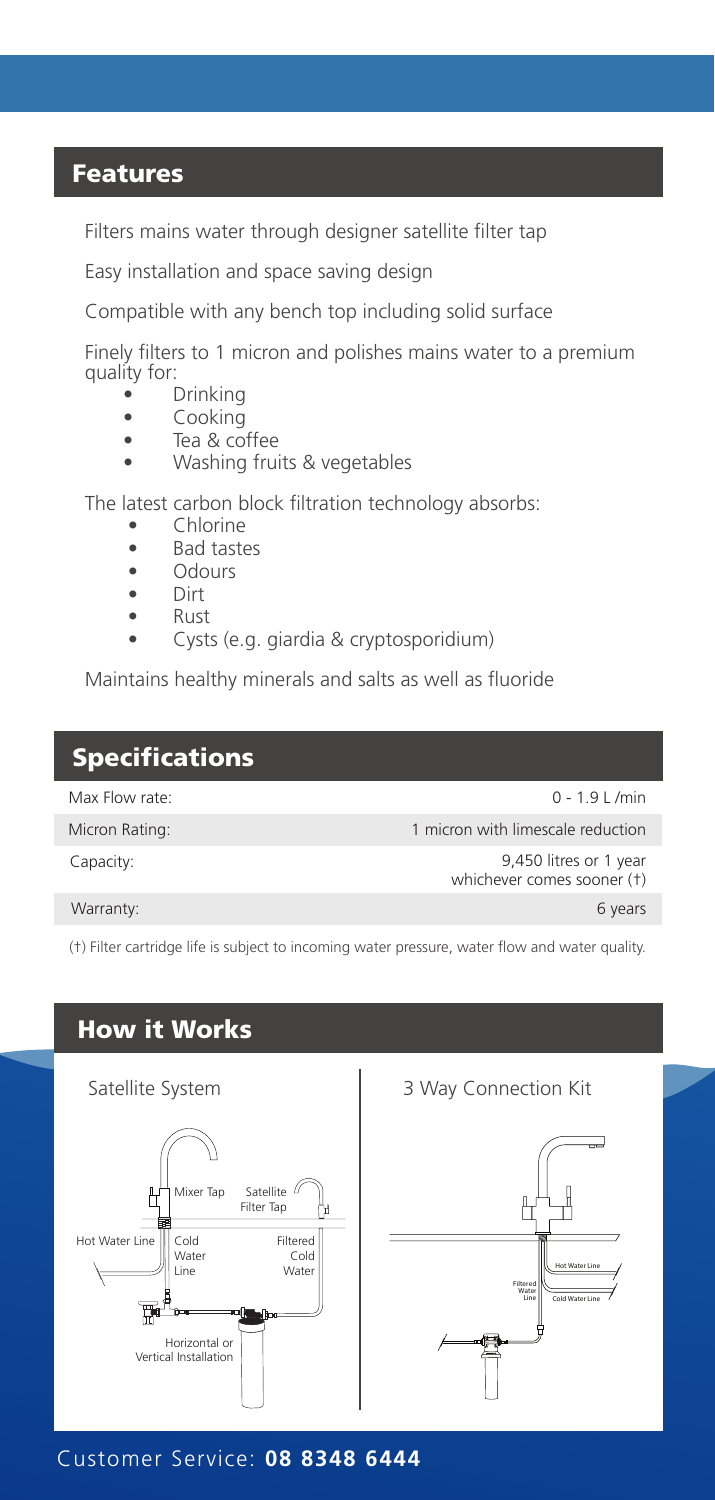## Features

Filters mains water through designer satellite filter tap

Easy installation and space saving design

Compatible with any bench top including solid surface

Finely filters to 1 micron and polishes mains water to a premium quality for:

- Drinking
- Cooking
- Tea & coffee
- Washing fruits & vegetables

The latest carbon block filtration technology absorbs:

- Chlorine
- Bad tastes
- Odours
- Dirt
- Rust
- Cysts (e.g. giardia & cryptosporidium)

Maintains healthy minerals and salts as well as fluoride

## Specifications

| | |
|---|---|
| Max Flow rate: | 0 - 1.9 L /min |
| Micron Rating: | 1 micron with limescale reduction |
| Capacity: | 9,450 litres or 1 year whichever comes sooner (†) |
| Warranty: | 6 years |

(†) Filter cartridge life is subject to incoming water pressure, water flow and water quality.

## How it Works

Satellite System

Mixer Tap, Satellite Filter Tap, Hot Water Line, Cold Water Line, Filtered Cold Water, Horizontal or Vertical Installation

3 Way Connection Kit

Hot Water Line, Filtered Water Line, Cold Water Line

Customer Service: **08 8348 6444**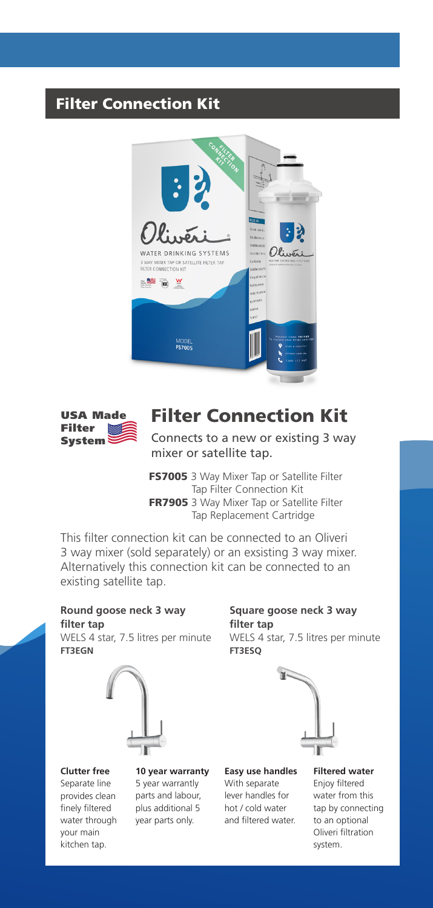## Filter Connection Kit

USA Made Filter System

# Filter Connection Kit

Connects to a new or existing 3 way mixer or satellite tap.

**FS7005** 3 Way Mixer Tap or Satellite Filter Tap Filter Connection Kit
**FR7905** 3 Way Mixer Tap or Satellite Filter Tap Replacement Cartridge

This filter connection kit can be connected to an Oliveri 3 way mixer (sold separately) or an exsisting 3 way mixer. Alternatively this connection kit can be connected to an existing satellite tap.

**Round goose neck 3 way filter tap**
WELS 4 star, 7.5 litres per minute
**FT3EGN**

**Square goose neck 3 way filter tap**
WELS 4 star, 7.5 litres per minute
**FT3ESQ**

**Clutter free**
Separate line provides clean finely filtered water through your main kitchen tap.

**10 year warranty**
5 year warrantly parts and labour, plus additional 5 year parts only.

**Easy use handles**
With separate lever handles for hot / cold water and filtered water.

**Filtered water**
Enjoy filtered water from this tap by connecting to an optional Oliveri filtration system.